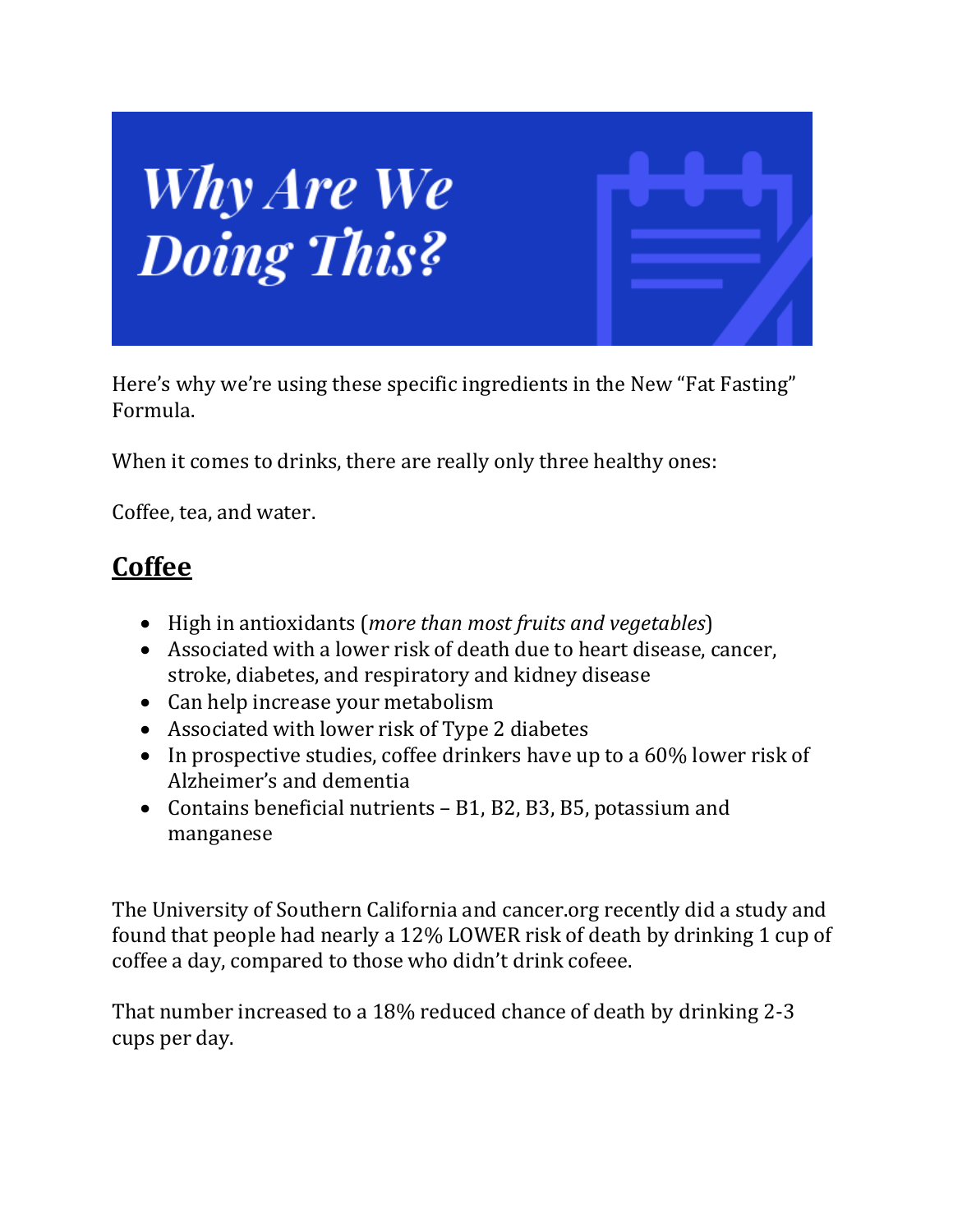# Why Are We Doing This?

Here's why we're using these specific ingredients in the New "Fat Fasting" Formula.

When it comes to drinks, there are really only three healthy ones:

Coffee, tea, and water.

## **Coffee**

- High in antioxidants (*more than most fruits and vegetables*)
- Associated with a lower risk of death due to heart disease, cancer, stroke, diabetes, and respiratory and kidney disease
- Can help increase your metabolism
- Associated with lower risk of Type 2 diabetes
- In prospective studies, coffee drinkers have up to a 60% lower risk of Alzheimer's and dementia
- Contains beneficial nutrients – B1, B2, B3, B5, potassium and manganese

The University of Southern California and cancer.org recently did a study and found that people had nearly a 12% LOWER risk of death by drinking 1 cup of coffee a day, compared to those who didn't drink cofeee.

That number increased to a 18% reduced chance of death by drinking 2-3 cups per day.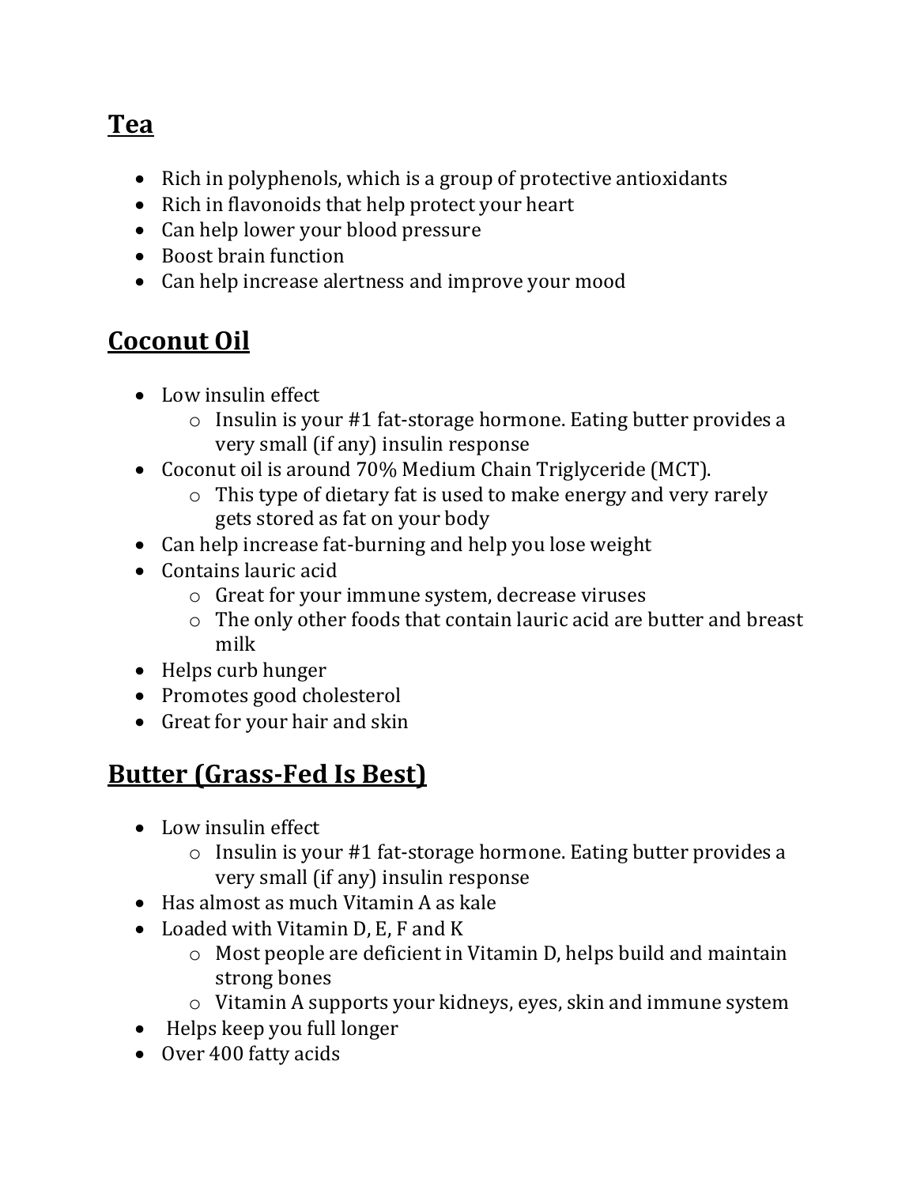## **Tea**

- Rich in polyphenols, which is a group of protective antioxidants
- Rich in flavonoids that help protect your heart
- Can help lower your blood pressure
- Boost brain function
- Can help increase alertness and improve your mood

## **Coconut Oil**

- Low insulin effect
    - Insulin is your #1 fat-storage hormone. Eating butter provides a very small (if any) insulin response
- Coconut oil is around 70% Medium Chain Triglyceride (MCT).
    - This type of dietary fat is used to make energy and very rarely gets stored as fat on your body
- Can help increase fat-burning and help you lose weight
- Contains lauric acid
    - Great for your immune system, decrease viruses
    - The only other foods that contain lauric acid are butter and breast milk
- Helps curb hunger
- Promotes good cholesterol
- Great for your hair and skin

## **Butter (Grass-Fed Is Best)**

- Low insulin effect
    - Insulin is your #1 fat-storage hormone. Eating butter provides a very small (if any) insulin response
- Has almost as much Vitamin A as kale
- Loaded with Vitamin D, E, F and K
    - Most people are deficient in Vitamin D, helps build and maintain strong bones
    - Vitamin A supports your kidneys, eyes, skin and immune system
- Helps keep you full longer
- Over 400 fatty acids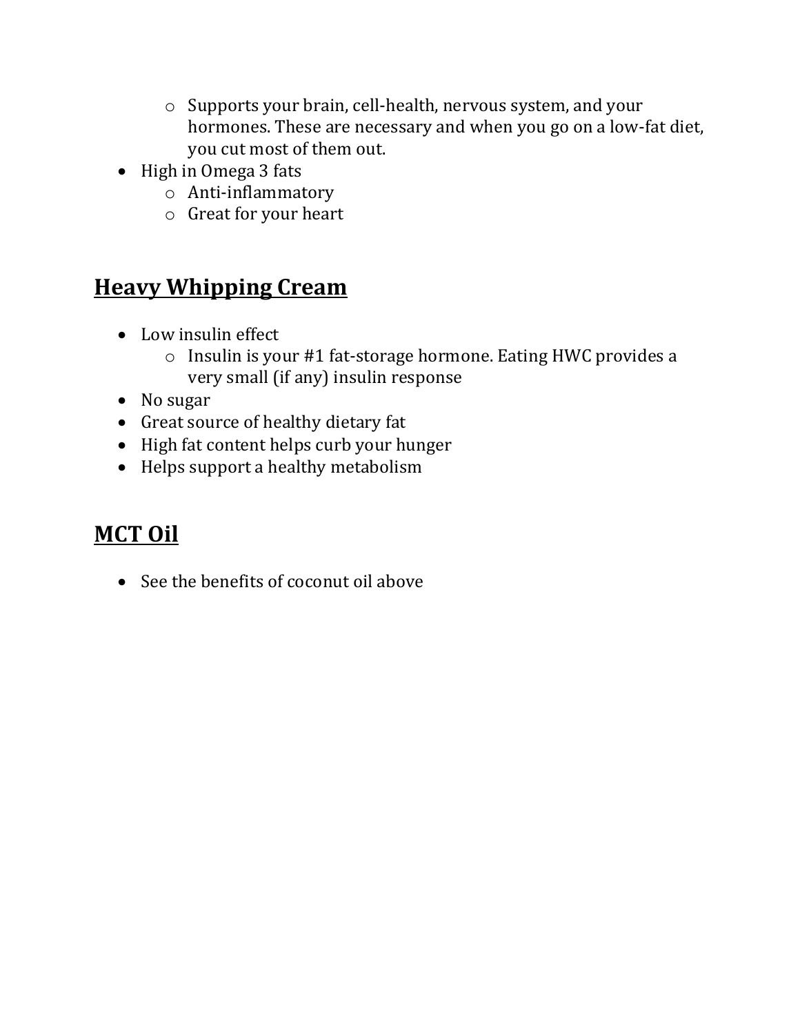- Supports your brain, cell-health, nervous system, and your hormones. These are necessary and when you go on a low-fat diet, you cut most of them out.
- High in Omega 3 fats
  - Anti-inflammatory
  - Great for your heart

## **Heavy Whipping Cream**

- Low insulin effect
  - Insulin is your #1 fat-storage hormone. Eating HWC provides a very small (if any) insulin response
- No sugar
- Great source of healthy dietary fat
- High fat content helps curb your hunger
- Helps support a healthy metabolism

## **MCT Oil**

- See the benefits of coconut oil above